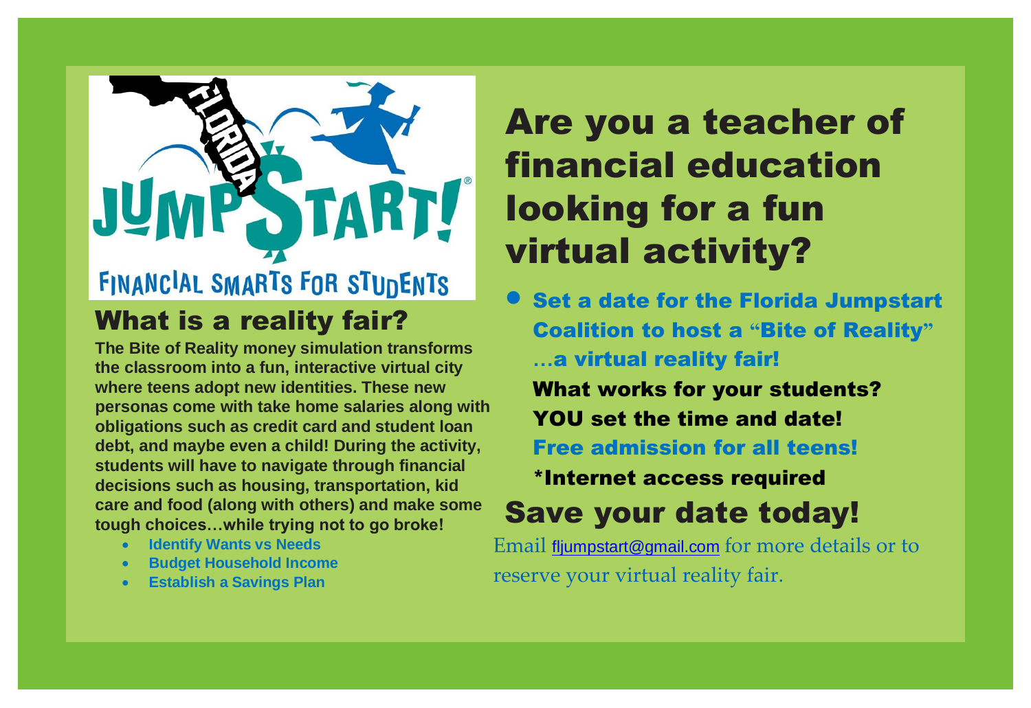FLORIDA JUMP$TART! FINANCIAL SMARTS FOR STUDENTS

## What is a reality fair?

**The Bite of Reality money simulation transforms the classroom into a fun, interactive virtual city where teens adopt new identities. These new personas come with take home salaries along with obligations such as credit card and student loan debt, and maybe even a child! During the activity, students will have to navigate through financial decisions such as housing, transportation, kid care and food (along with others) and make some tough choices…while trying not to go broke!**

- **Identify Wants vs Needs**
- **Budget Household Income**
- **Establish a Savings Plan**

# Are you a teacher of financial education looking for a fun virtual activity?

- **Set a date for the Florida Jumpstart Coalition to host a "Bite of Reality" …a virtual reality fair!**

**What works for your students?**

**YOU set the time and date!**

**Free admission for all teens!**

**\*Internet access required**

## Save your date today!

Email fljumpstart@gmail.com for more details or to reserve your virtual reality fair.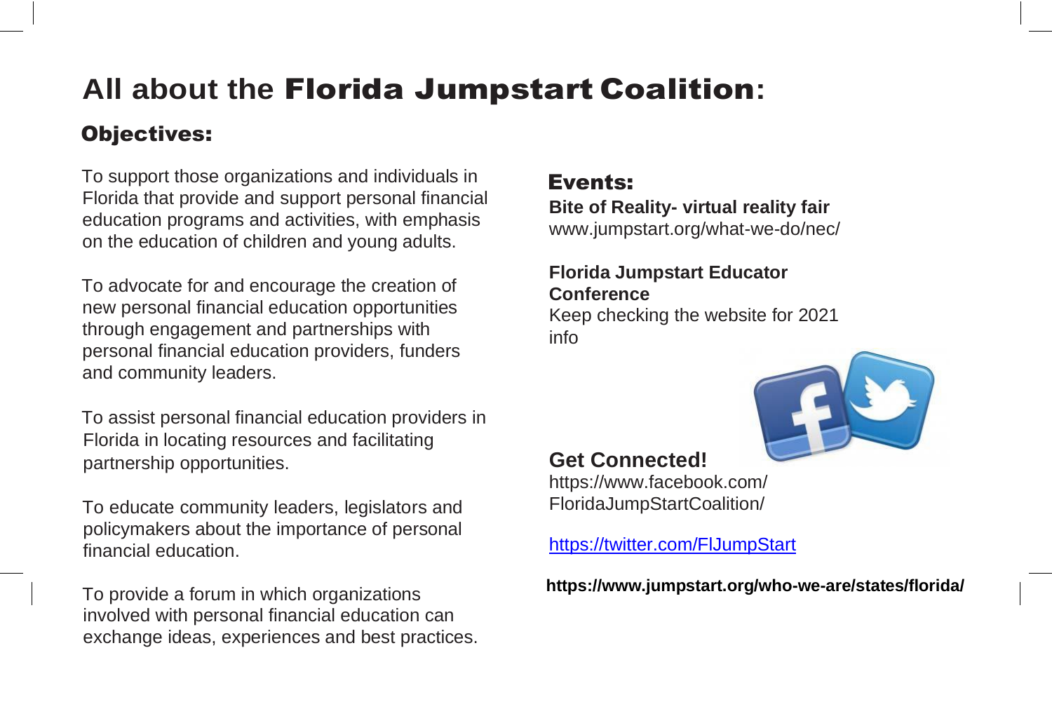# All about the Florida Jumpstart Coalition:

## Objectives:

To support those organizations and individuals in Florida that provide and support personal financial education programs and activities, with emphasis on the education of children and young adults.

To advocate for and encourage the creation of new personal financial education opportunities through engagement and partnerships with personal financial education providers, funders and community leaders.

To assist personal financial education providers in Florida in locating resources and facilitating partnership opportunities.

To educate community leaders, legislators and policymakers about the importance of personal financial education.

To provide a forum in which organizations involved with personal financial education can exchange ideas, experiences and best practices.

## Events:

**Bite of Reality- virtual reality fair**
www.jumpstart.org/what-we-do/nec/

**Florida Jumpstart Educator Conference**
Keep checking the website for 2021 info

## Get Connected!

https://www.facebook.com/FloridaJumpStartCoalition/

https://twitter.com/FlJumpStart

**https://www.jumpstart.org/who-we-are/states/florida/**